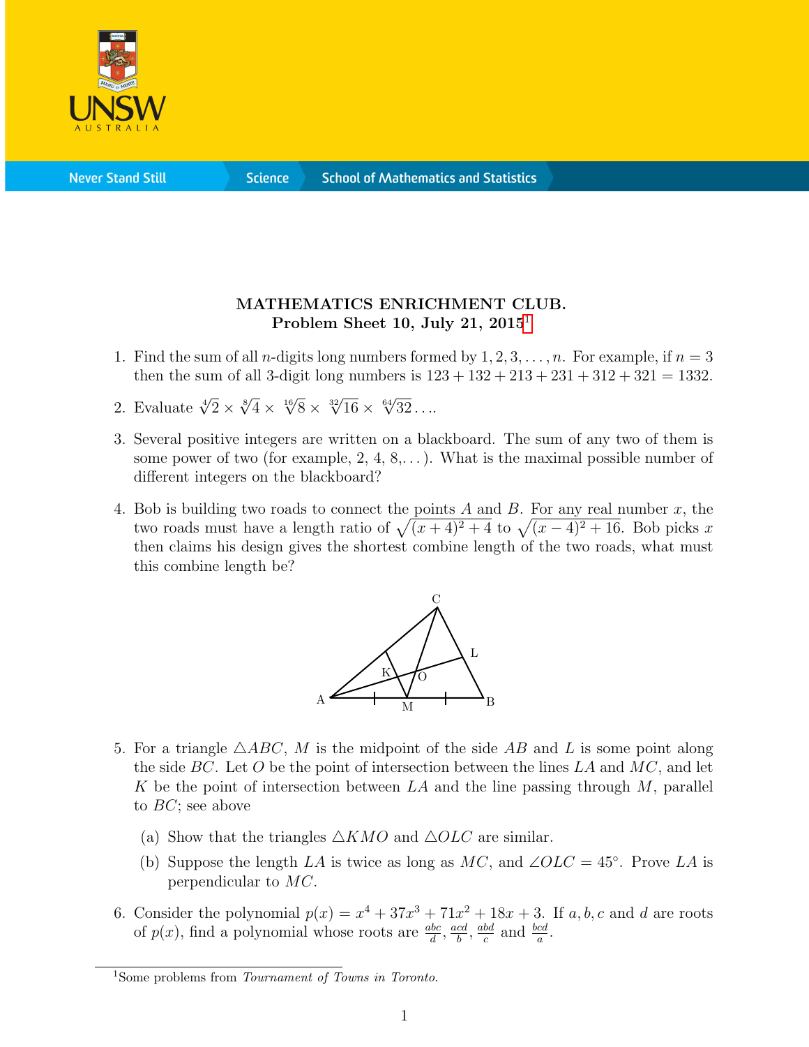**MATHEMATICS ENRICHMENT CLUB.**
**Problem Sheet 10, July 21, 2015**[1]

1. Find the sum of all $n$-digits long numbers formed by $1, 2, 3, \ldots, n$. For example, if $n = 3$ then the sum of all 3-digit long numbers is $123 + 132 + 213 + 231 + 312 + 321 = 1332$.

2. Evaluate $\sqrt[4]{2} \times \sqrt[8]{4} \times \sqrt[16]{8} \times \sqrt[32]{16} \times \sqrt[64]{32} \ldots$.

3. Several positive integers are written on a blackboard. The sum of any two of them is some power of two (for example, 2, 4, 8,...). What is the maximal possible number of different integers on the blackboard?

4. Bob is building two roads to connect the points $A$ and $B$. For any real number $x$, the two roads must have a length ratio of $\sqrt{(x+4)^2 + 4}$ to $\sqrt{(x-4)^2 + 16}$. Bob picks $x$ then claims his design gives the shortest combine length of the two roads, what must this combine length be?

5. For a triangle $\triangle ABC$, $M$ is the midpoint of the side $AB$ and $L$ is some point along the side $BC$. Let $O$ be the point of intersection between the lines $LA$ and $MC$, and let $K$ be the point of intersection between $LA$ and the line passing through $M$, parallel to $BC$; see above

   (a) Show that the triangles $\triangle KMO$ and $\triangle OLC$ are similar.

   (b) Suppose the length $LA$ is twice as long as $MC$, and $\angle OLC = 45°$. Prove $LA$ is perpendicular to $MC$.

6. Consider the polynomial $p(x) = x^4 + 37x^3 + 71x^2 + 18x + 3$. If $a, b, c$ and $d$ are roots of $p(x)$, find a polynomial whose roots are $\frac{abc}{d}$, $\frac{acd}{b}$, $\frac{abd}{c}$ and $\frac{bcd}{a}$.

---

[1] Some problems from *Tournament of Towns in Toronto*.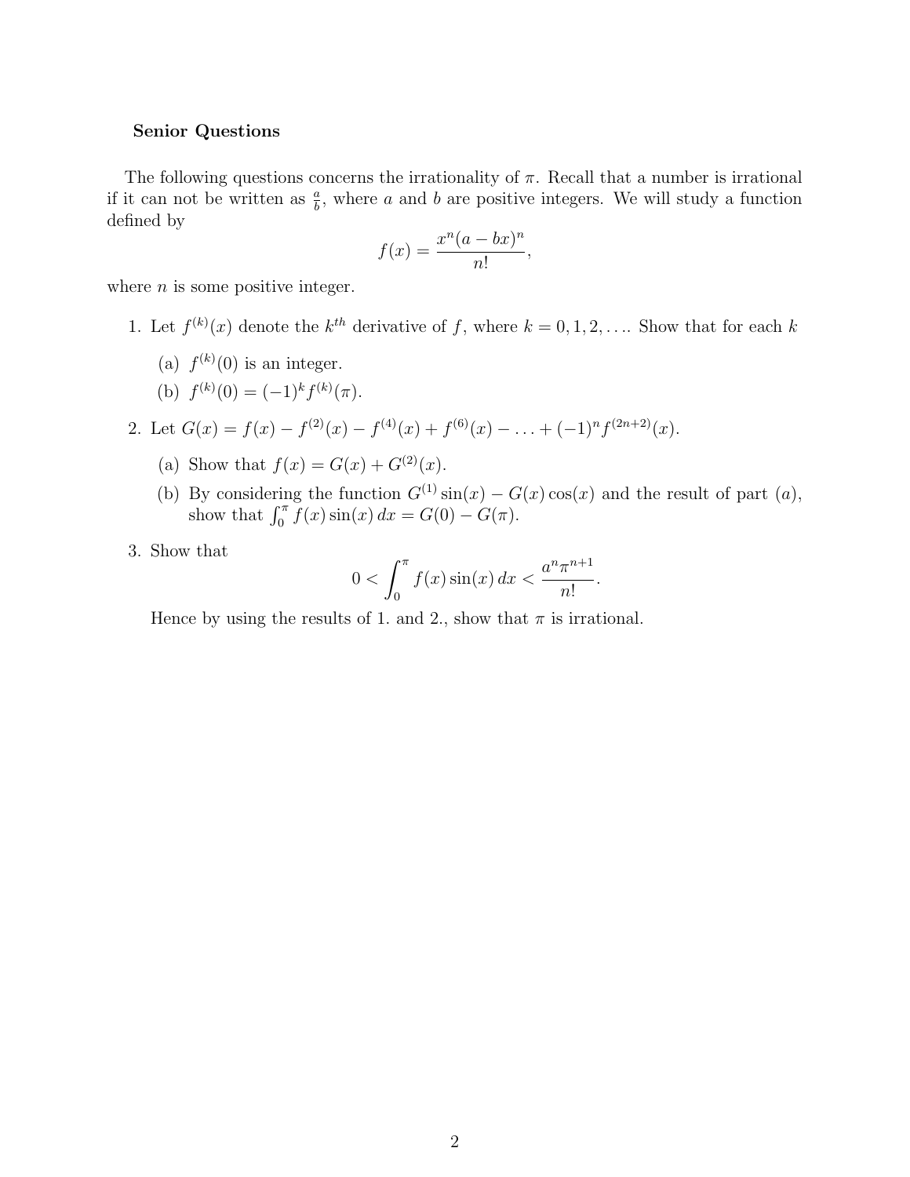**Senior Questions**

The following questions concerns the irrationality of $\pi$. Recall that a number is irrational if it can not be written as $\frac{a}{b}$, where $a$ and $b$ are positive integers. We will study a function defined by

$$f(x) = \frac{x^n(a - bx)^n}{n!},$$

where $n$ is some positive integer.

1. Let $f^{(k)}(x)$ denote the $k^{th}$ derivative of $f$, where $k = 0, 1, 2, \ldots$. Show that for each $k$

   (a) $f^{(k)}(0)$ is an integer.

   (b) $f^{(k)}(0) = (-1)^k f^{(k)}(\pi)$.

2. Let $G(x) = f(x) - f^{(2)}(x) - f^{(4)}(x) + f^{(6)}(x) - \ldots + (-1)^n f^{(2n+2)}(x)$.

   (a) Show that $f(x) = G(x) + G^{(2)}(x)$.

   (b) By considering the function $G^{(1)} \sin(x) - G(x)\cos(x)$ and the result of part $(a)$, show that $\int_0^\pi f(x) \sin(x)\, dx = G(0) - G(\pi)$.

3. Show that

$$0 < \int_0^\pi f(x) \sin(x)\, dx < \frac{a^n \pi^{n+1}}{n!}.$$

   Hence by using the results of 1. and 2., show that $\pi$ is irrational.